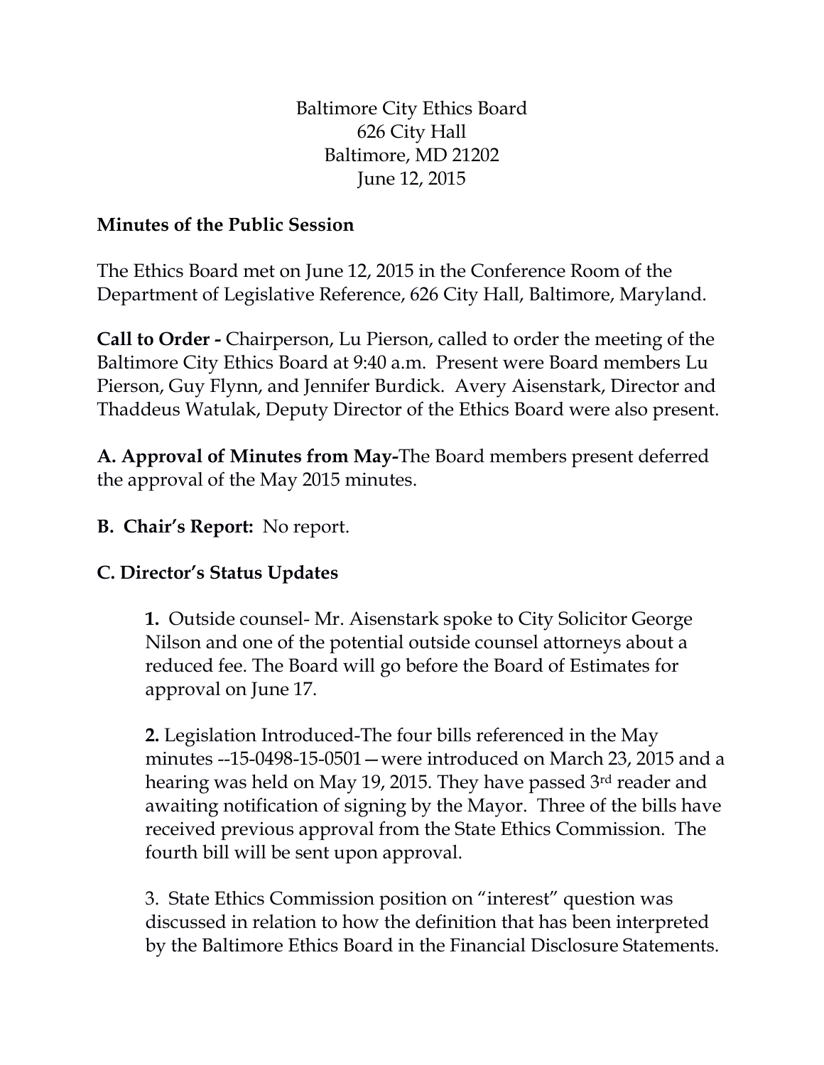Baltimore City Ethics Board
626 City Hall
Baltimore, MD 21202
June 12, 2015

**Minutes of the Public Session**

The Ethics Board met on June 12, 2015 in the Conference Room of the Department of Legislative Reference, 626 City Hall, Baltimore, Maryland.

**Call to Order -** Chairperson, Lu Pierson, called to order the meeting of the Baltimore City Ethics Board at 9:40 a.m. Present were Board members Lu Pierson, Guy Flynn, and Jennifer Burdick. Avery Aisenstark, Director and Thaddeus Watulak, Deputy Director of the Ethics Board were also present.

**A. Approval of Minutes from May-**The Board members present deferred the approval of the May 2015 minutes.

**B. Chair's Report:** No report.

**C. Director's Status Updates**

> **1.** Outside counsel- Mr. Aisenstark spoke to City Solicitor George Nilson and one of the potential outside counsel attorneys about a reduced fee. The Board will go before the Board of Estimates for approval on June 17.
>
> **2.** Legislation Introduced-The four bills referenced in the May minutes --15-0498-15-0501—were introduced on March 23, 2015 and a hearing was held on May 19, 2015. They have passed 3rd reader and awaiting notification of signing by the Mayor. Three of the bills have received previous approval from the State Ethics Commission. The fourth bill will be sent upon approval.
>
> 3. State Ethics Commission position on "interest" question was discussed in relation to how the definition that has been interpreted by the Baltimore Ethics Board in the Financial Disclosure Statements.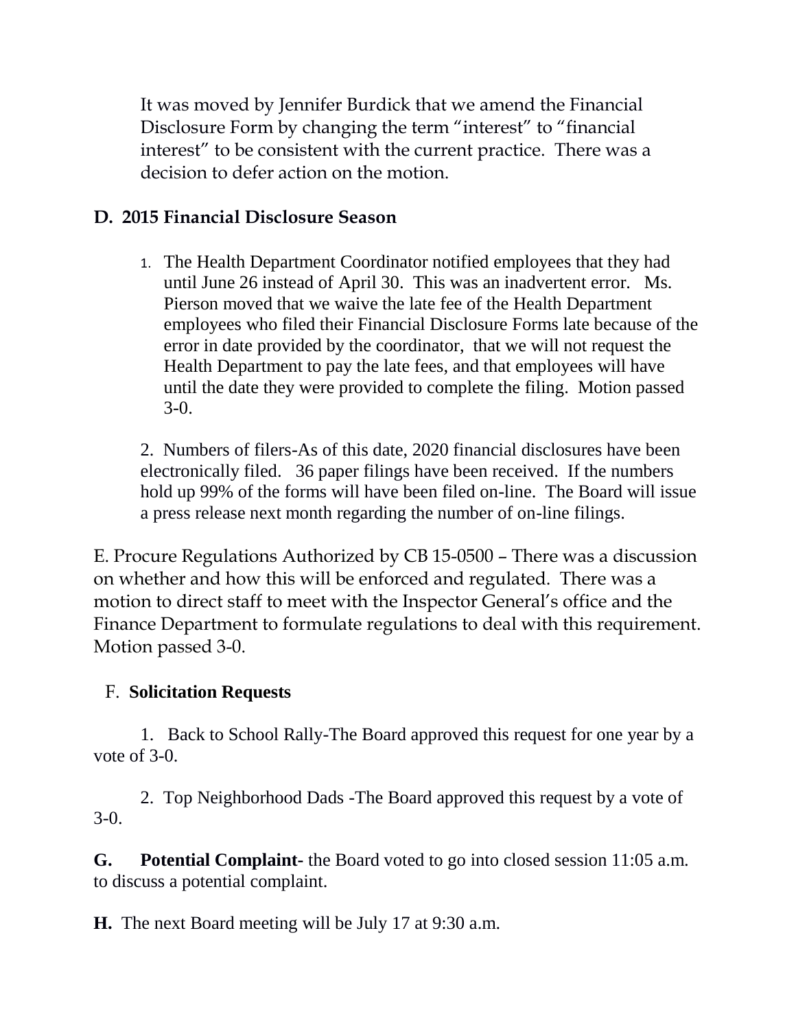It was moved by Jennifer Burdick that we amend the Financial Disclosure Form by changing the term "interest" to "financial interest" to be consistent with the current practice. There was a decision to defer action on the motion.

**D. 2015 Financial Disclosure Season**

1. The Health Department Coordinator notified employees that they had until June 26 instead of April 30. This was an inadvertent error. Ms. Pierson moved that we waive the late fee of the Health Department employees who filed their Financial Disclosure Forms late because of the error in date provided by the coordinator, that we will not request the Health Department to pay the late fees, and that employees will have until the date they were provided to complete the filing. Motion passed 3-0.

2. Numbers of filers-As of this date, 2020 financial disclosures have been electronically filed. 36 paper filings have been received. If the numbers hold up 99% of the forms will have been filed on-line. The Board will issue a press release next month regarding the number of on-line filings.

E. Procure Regulations Authorized by CB 15-0500 – There was a discussion on whether and how this will be enforced and regulated. There was a motion to direct staff to meet with the Inspector General's office and the Finance Department to formulate regulations to deal with this requirement. Motion passed 3-0.

F. **Solicitation Requests**

1. Back to School Rally-The Board approved this request for one year by a vote of 3-0.

2. Top Neighborhood Dads -The Board approved this request by a vote of 3-0.

**G. Potential Complaint-** the Board voted to go into closed session 11:05 a.m. to discuss a potential complaint.

**H.** The next Board meeting will be July 17 at 9:30 a.m.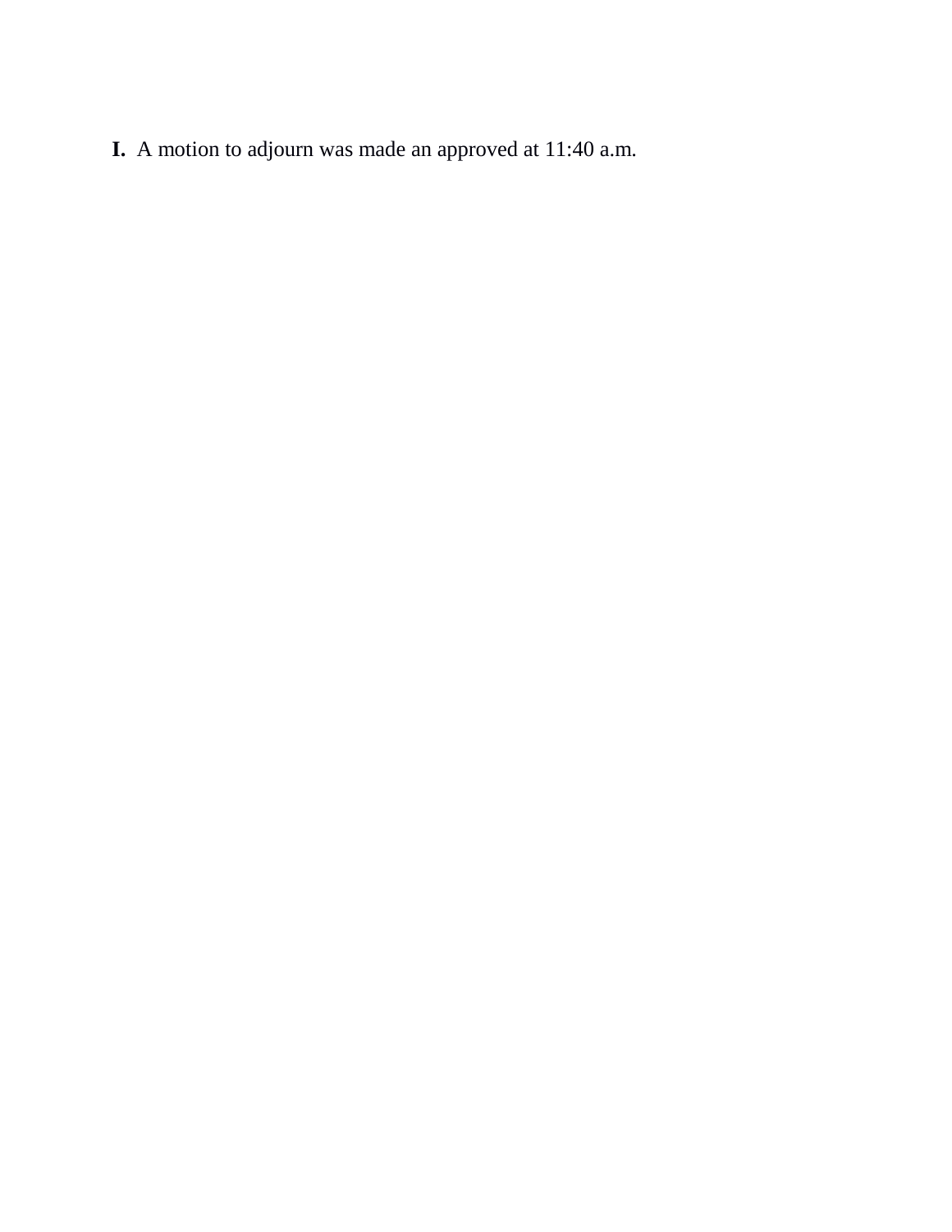**I.** A motion to adjourn was made an approved at 11:40 a.m.